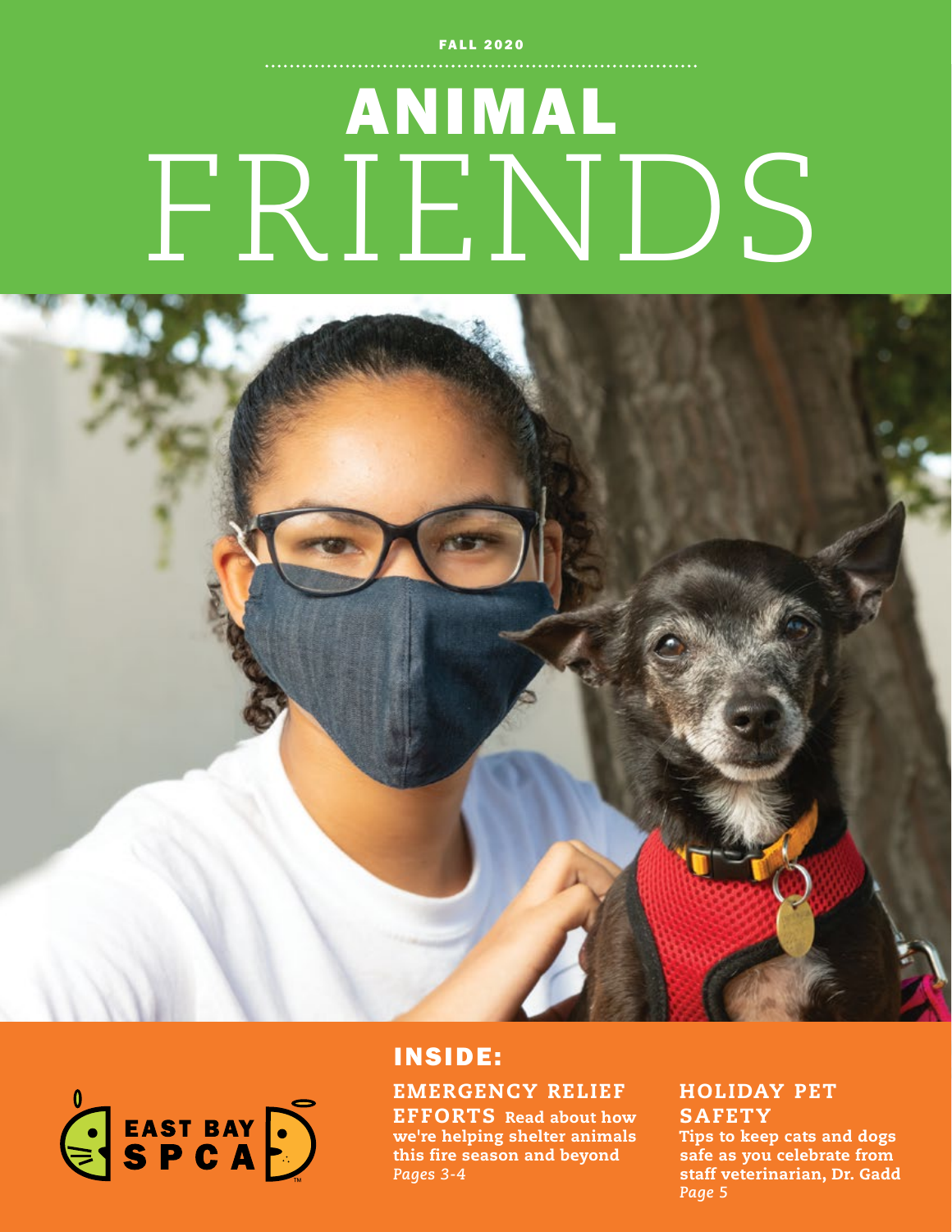FALL 2020

# ANIMAL FRIENDS

EAST BAY SPCA

## INSIDE:

### EMERGENCY RELIEF EFFORTS

**Read about how we're helping shelter animals this fire season and beyond**
*Pages 3-4*

### HOLIDAY PET SAFETY

**Tips to keep cats and dogs safe as you celebrate from staff veterinarian, Dr. Gadd**
*Page 5*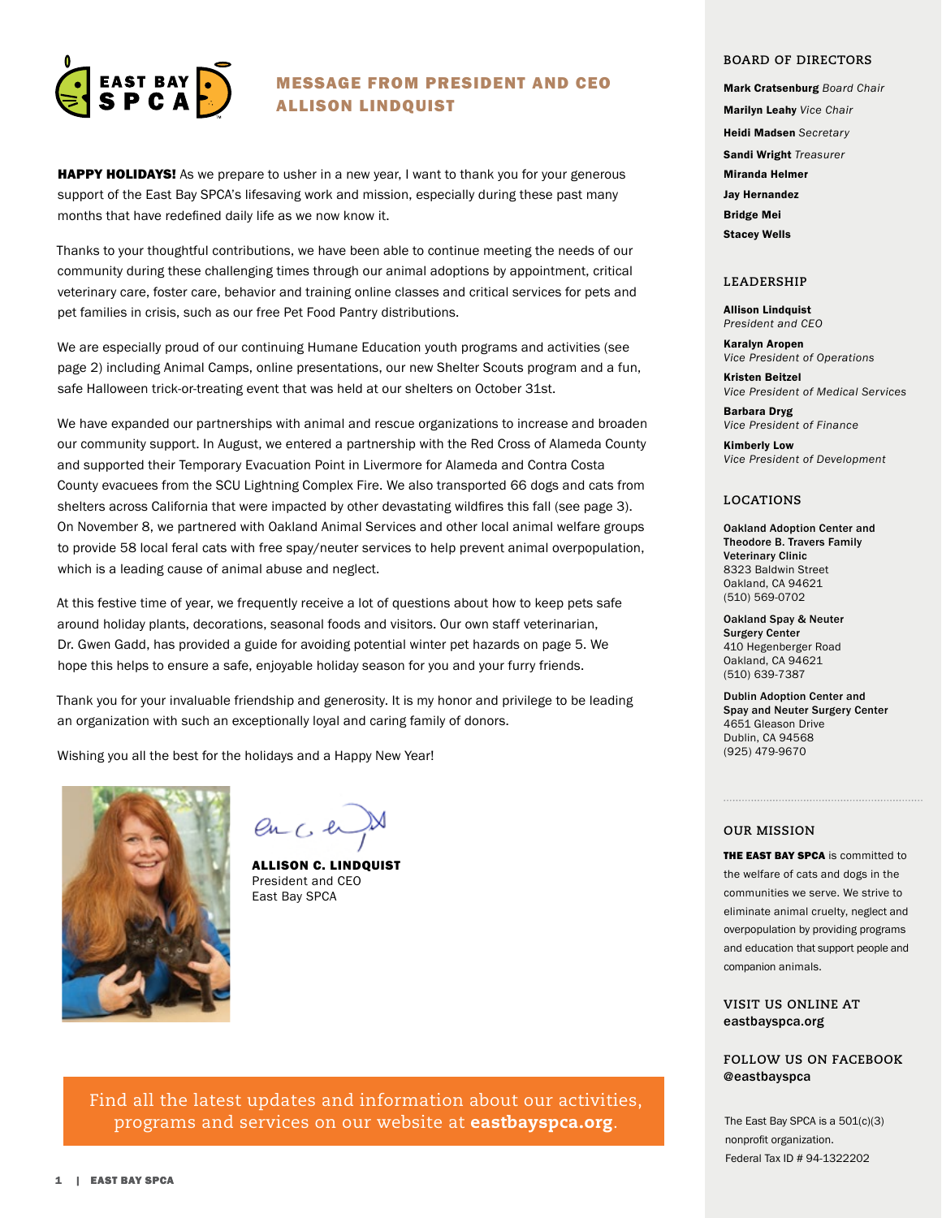## MESSAGE FROM PRESIDENT AND CEO ALLISON LINDQUIST

**HAPPY HOLIDAYS!** As we prepare to usher in a new year, I want to thank you for your generous support of the East Bay SPCA's lifesaving work and mission, especially during these past many months that have redefined daily life as we now know it.

Thanks to your thoughtful contributions, we have been able to continue meeting the needs of our community during these challenging times through our animal adoptions by appointment, critical veterinary care, foster care, behavior and training online classes and critical services for pets and pet families in crisis, such as our free Pet Food Pantry distributions.

We are especially proud of our continuing Humane Education youth programs and activities (see page 2) including Animal Camps, online presentations, our new Shelter Scouts program and a fun, safe Halloween trick-or-treating event that was held at our shelters on October 31st.

We have expanded our partnerships with animal and rescue organizations to increase and broaden our community support. In August, we entered a partnership with the Red Cross of Alameda County and supported their Temporary Evacuation Point in Livermore for Alameda and Contra Costa County evacuees from the SCU Lightning Complex Fire. We also transported 66 dogs and cats from shelters across California that were impacted by other devastating wildfires this fall (see page 3). On November 8, we partnered with Oakland Animal Services and other local animal welfare groups to provide 58 local feral cats with free spay/neuter services to help prevent animal overpopulation, which is a leading cause of animal abuse and neglect.

At this festive time of year, we frequently receive a lot of questions about how to keep pets safe around holiday plants, decorations, seasonal foods and visitors. Our own staff veterinarian, Dr. Gwen Gadd, has provided a guide for avoiding potential winter pet hazards on page 5. We hope this helps to ensure a safe, enjoyable holiday season for you and your furry friends.

Thank you for your invaluable friendship and generosity. It is my honor and privilege to be leading an organization with such an exceptionally loyal and caring family of donors.

Wishing you all the best for the holidays and a Happy New Year!

**ALLISON C. LINDQUIST**
President and CEO
East Bay SPCA

Find all the latest updates and information about our activities, programs and services on our website at **eastbayspca.org**.

### BOARD OF DIRECTORS

**Mark Cratsenburg** *Board Chair*
**Marilyn Leahy** *Vice Chair*
**Heidi Madsen** *Secretary*
**Sandi Wright** *Treasurer*
**Miranda Helmer**
**Jay Hernandez**
**Bridge Mei**
**Stacey Wells**

### LEADERSHIP

**Allison Lindquist**
*President and CEO*

**Karalyn Aropen**
*Vice President of Operations*

**Kristen Beitzel**
*Vice President of Medical Services*

**Barbara Dryg**
*Vice President of Finance*

**Kimberly Low**
*Vice President of Development*

### LOCATIONS

**Oakland Adoption Center and Theodore B. Travers Family Veterinary Clinic**
8323 Baldwin Street
Oakland, CA 94621
(510) 569-0702

**Oakland Spay & Neuter Surgery Center**
410 Hegenberger Road
Oakland, CA 94621
(510) 639-7387

**Dublin Adoption Center and Spay and Neuter Surgery Center**
4651 Gleason Drive
Dublin, CA 94568
(925) 479-9670

### OUR MISSION

**THE EAST BAY SPCA** is committed to the welfare of cats and dogs in the communities we serve. We strive to eliminate animal cruelty, neglect and overpopulation by providing programs and education that support people and companion animals.

### VISIT US ONLINE AT
**eastbayspca.org**

### FOLLOW US ON FACEBOOK
**@eastbayspca**

The East Bay SPCA is a 501(c)(3) nonprofit organization.
Federal Tax ID # 94-1322202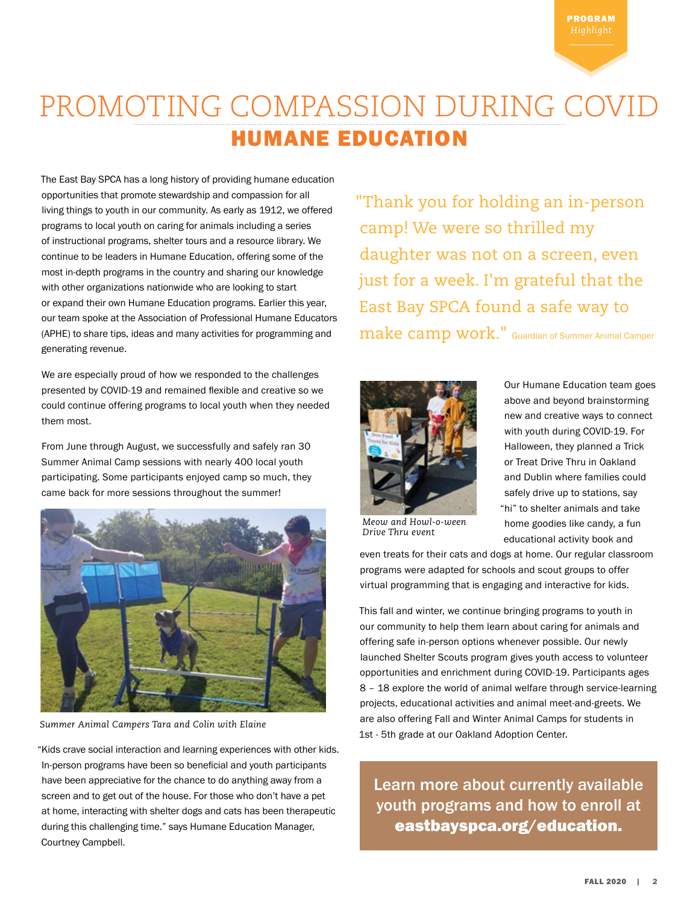PROGRAM *Highlight*

# PROMOTING COMPASSION DURING COVID

## HUMANE EDUCATION

The East Bay SPCA has a long history of providing humane education opportunities that promote stewardship and compassion for all living things to youth in our community. As early as 1912, we offered programs to local youth on caring for animals including a series of instructional programs, shelter tours and a resource library. We continue to be leaders in Humane Education, offering some of the most in-depth programs in the country and sharing our knowledge with other organizations nationwide who are looking to start or expand their own Humane Education programs. Earlier this year, our team spoke at the Association of Professional Humane Educators (APHE) to share tips, ideas and many activities for programming and generating revenue.

We are especially proud of how we responded to the challenges presented by COVID-19 and remained flexible and creative so we could continue offering programs to local youth when they needed them most.

From June through August, we successfully and safely ran 30 Summer Animal Camp sessions with nearly 400 local youth participating. Some participants enjoyed camp so much, they came back for more sessions throughout the summer!

*Summer Animal Campers Tara and Colin with Elaine*

"Kids crave social interaction and learning experiences with other kids. In-person programs have been so beneficial and youth participants have been appreciative for the chance to do anything away from a screen and to get out of the house. For those who don't have a pet at home, interacting with shelter dogs and cats has been therapeutic during this challenging time." says Humane Education Manager, Courtney Campbell.

> "Thank you for holding an in-person camp! We were so thrilled my daughter was not on a screen, even just for a week. I'm grateful that the East Bay SPCA found a safe way to make camp work." Guardian of Summer Animal Camper

*Meow and Howl-o-ween Drive Thru event*

Our Humane Education team goes above and beyond brainstorming new and creative ways to connect with youth during COVID-19. For Halloween, they planned a Trick or Treat Drive Thru in Oakland and Dublin where families could safely drive up to stations, say "hi" to shelter animals and take home goodies like candy, a fun educational activity book and even treats for their cats and dogs at home. Our regular classroom programs were adapted for schools and scout groups to offer virtual programming that is engaging and interactive for kids.

This fall and winter, we continue bringing programs to youth in our community to help them learn about caring for animals and offering safe in-person options whenever possible. Our newly launched Shelter Scouts program gives youth access to volunteer opportunities and enrichment during COVID-19. Participants ages 8 – 18 explore the world of animal welfare through service-learning projects, educational activities and animal meet-and-greets. We are also offering Fall and Winter Animal Camps for students in 1st - 5th grade at our Oakland Adoption Center.

**Learn more about currently available youth programs and how to enroll at eastbayspca.org/education.**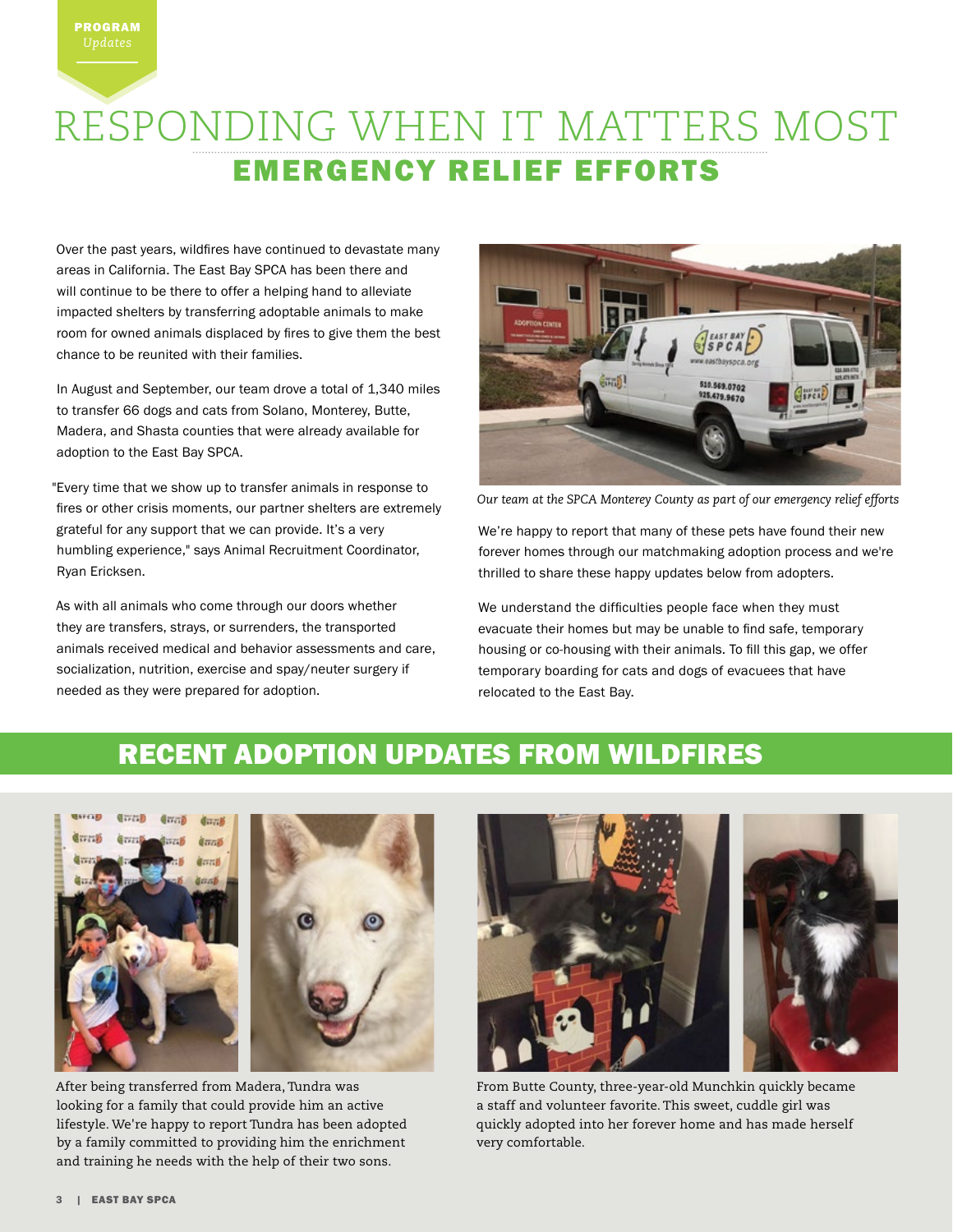PROGRAM *Updates*

# RESPONDING WHEN IT MATTERS MOST

## EMERGENCY RELIEF EFFORTS

Over the past years, wildfires have continued to devastate many areas in California. The East Bay SPCA has been there and will continue to be there to offer a helping hand to alleviate impacted shelters by transferring adoptable animals to make room for owned animals displaced by fires to give them the best chance to be reunited with their families.

In August and September, our team drove a total of 1,340 miles to transfer 66 dogs and cats from Solano, Monterey, Butte, Madera, and Shasta counties that were already available for adoption to the East Bay SPCA.

"Every time that we show up to transfer animals in response to fires or other crisis moments, our partner shelters are extremely grateful for any support that we can provide. It's a very humbling experience," says Animal Recruitment Coordinator, Ryan Ericksen.

As with all animals who come through our doors whether they are transfers, strays, or surrenders, the transported animals received medical and behavior assessments and care, socialization, nutrition, exercise and spay/neuter surgery if needed as they were prepared for adoption.

*Our team at the SPCA Monterey County as part of our emergency relief efforts*

We're happy to report that many of these pets have found their new forever homes through our matchmaking adoption process and we're thrilled to share these happy updates below from adopters.

We understand the difficulties people face when they must evacuate their homes but may be unable to find safe, temporary housing or co-housing with their animals. To fill this gap, we offer temporary boarding for cats and dogs of evacuees that have relocated to the East Bay.

## RECENT ADOPTION UPDATES FROM WILDFIRES

After being transferred from Madera, Tundra was looking for a family that could provide him an active lifestyle. We're happy to report Tundra has been adopted by a family committed to providing him the enrichment and training he needs with the help of their two sons.

From Butte County, three-year-old Munchkin quickly became a staff and volunteer favorite. This sweet, cuddle girl was quickly adopted into her forever home and has made herself very comfortable.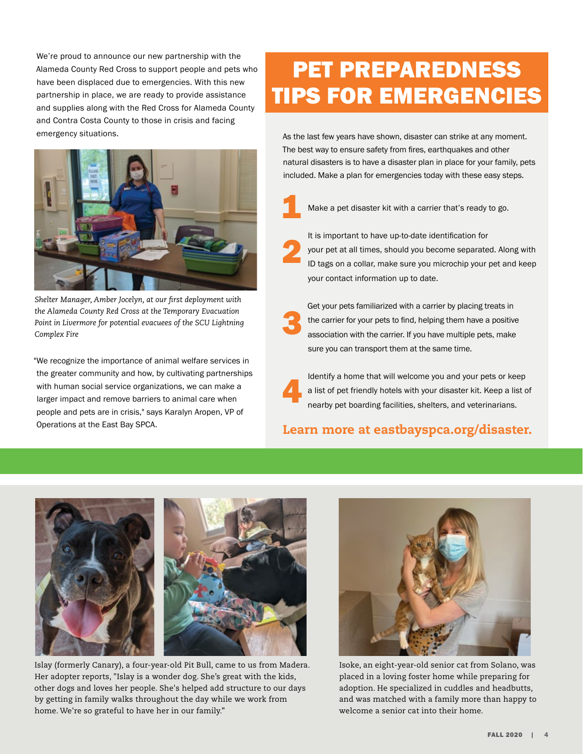We're proud to announce our new partnership with the Alameda County Red Cross to support people and pets who have been displaced due to emergencies. With this new partnership in place, we are ready to provide assistance and supplies along with the Red Cross for Alameda County and Contra Costa County to those in crisis and facing emergency situations.

*Shelter Manager, Amber Jocelyn, at our first deployment with the Alameda County Red Cross at the Temporary Evacuation Point in Livermore for potential evacuees of the SCU Lightning Complex Fire*

"We recognize the importance of animal welfare services in the greater community and how, by cultivating partnerships with human social service organizations, we can make a larger impact and remove barriers to animal care when people and pets are in crisis," says Karalyn Aropen, VP of Operations at the East Bay SPCA.

# PET PREPAREDNESS TIPS FOR EMERGENCIES

As the last few years have shown, disaster can strike at any moment. The best way to ensure safety from fires, earthquakes and other natural disasters is to have a disaster plan in place for your family, pets included. Make a plan for emergencies today with these easy steps.

1. Make a pet disaster kit with a carrier that's ready to go.
2. It is important to have up-to-date identification for your pet at all times, should you become separated. Along with ID tags on a collar, make sure you microchip your pet and keep your contact information up to date.
3. Get your pets familiarized with a carrier by placing treats in the carrier for your pets to find, helping them have a positive association with the carrier. If you have multiple pets, make sure you can transport them at the same time.
4. Identify a home that will welcome you and your pets or keep a list of pet friendly hotels with your disaster kit. Keep a list of nearby pet boarding facilities, shelters, and veterinarians.

**Learn more at eastbayspca.org/disaster.**

Islay (formerly Canary), a four-year-old Pit Bull, came to us from Madera. Her adopter reports, "Islay is a wonder dog. She's great with the kids, other dogs and loves her people. She's helped add structure to our days by getting in family walks throughout the day while we work from home. We're so grateful to have her in our family."

Isoke, an eight-year-old senior cat from Solano, was placed in a loving foster home while preparing for adoption. He specialized in cuddles and headbutts, and was matched with a family more than happy to welcome a senior cat into their home.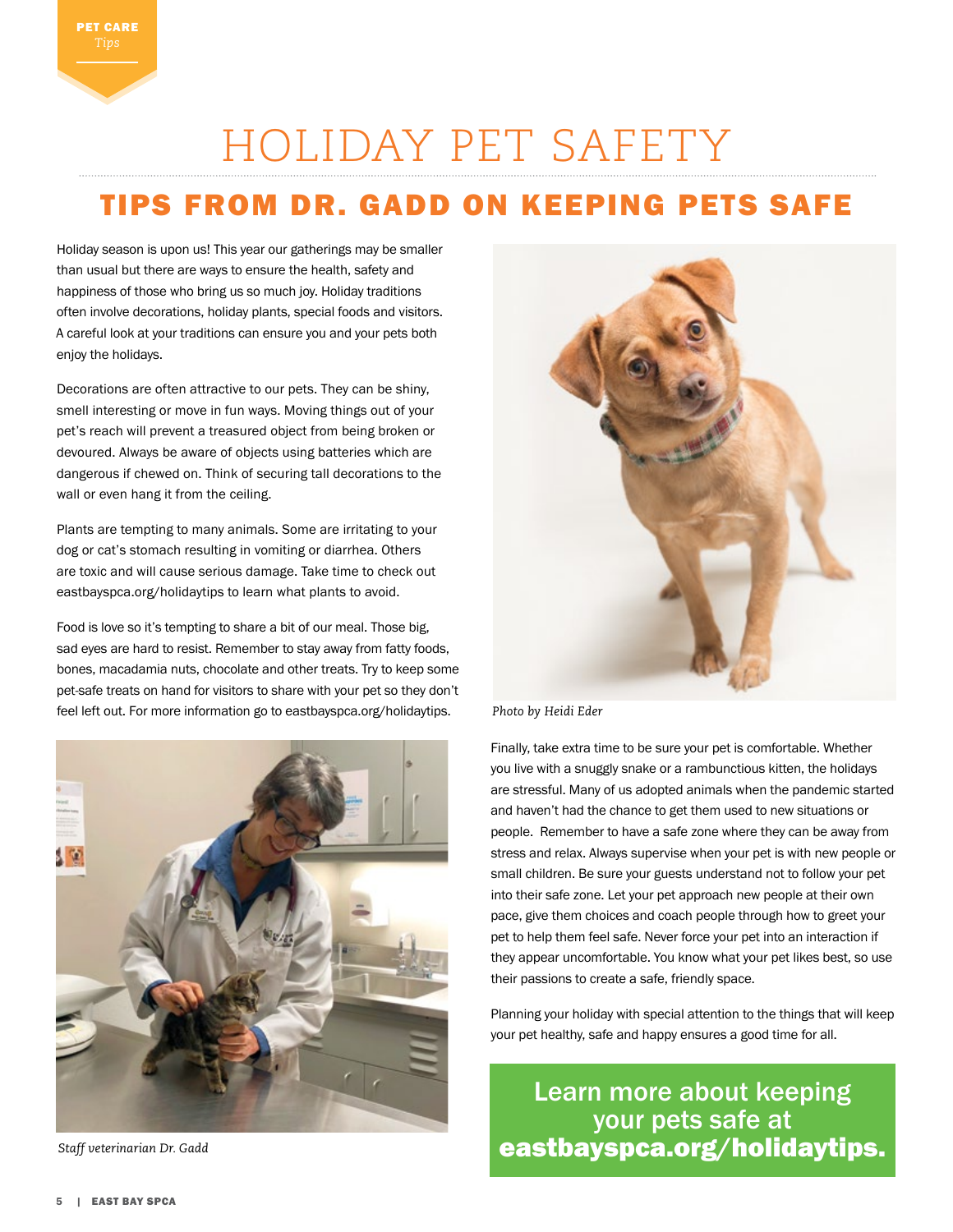PET CARE *Tips*

# HOLIDAY PET SAFETY

## TIPS FROM DR. GADD ON KEEPING PETS SAFE

Holiday season is upon us! This year our gatherings may be smaller than usual but there are ways to ensure the health, safety and happiness of those who bring us so much joy. Holiday traditions often involve decorations, holiday plants, special foods and visitors. A careful look at your traditions can ensure you and your pets both enjoy the holidays.

Decorations are often attractive to our pets. They can be shiny, smell interesting or move in fun ways. Moving things out of your pet's reach will prevent a treasured object from being broken or devoured. Always be aware of objects using batteries which are dangerous if chewed on. Think of securing tall decorations to the wall or even hang it from the ceiling.

Plants are tempting to many animals. Some are irritating to your dog or cat's stomach resulting in vomiting or diarrhea. Others are toxic and will cause serious damage. Take time to check out eastbayspca.org/holidaytips to learn what plants to avoid.

Food is love so it's tempting to share a bit of our meal. Those big, sad eyes are hard to resist. Remember to stay away from fatty foods, bones, macadamia nuts, chocolate and other treats. Try to keep some pet-safe treats on hand for visitors to share with your pet so they don't feel left out. For more information go to eastbayspca.org/holidaytips.

*Photo by Heidi Eder*

*Staff veterinarian Dr. Gadd*

Finally, take extra time to be sure your pet is comfortable. Whether you live with a snuggly snake or a rambunctious kitten, the holidays are stressful. Many of us adopted animals when the pandemic started and haven't had the chance to get them used to new situations or people. Remember to have a safe zone where they can be away from stress and relax. Always supervise when your pet is with new people or small children. Be sure your guests understand not to follow your pet into their safe zone. Let your pet approach new people at their own pace, give them choices and coach people through how to greet your pet to help them feel safe. Never force your pet into an interaction if they appear uncomfortable. You know what your pet likes best, so use their passions to create a safe, friendly space.

Planning your holiday with special attention to the things that will keep your pet healthy, safe and happy ensures a good time for all.

Learn more about keeping your pets safe at **eastbayspca.org/holidaytips.**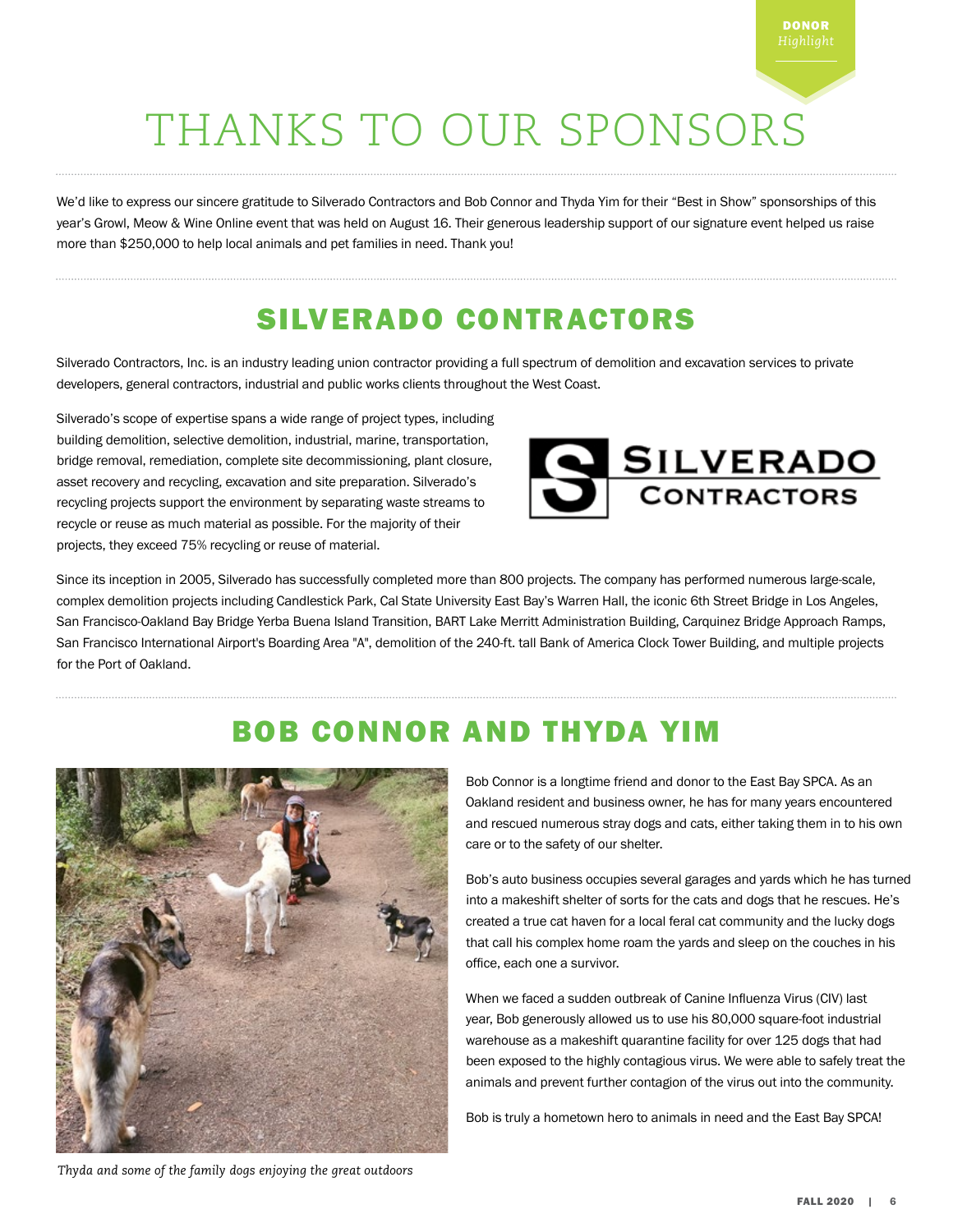DONOR *Highlight*

# THANKS TO OUR SPONSORS

We'd like to express our sincere gratitude to Silverado Contractors and Bob Connor and Thyda Yim for their "Best in Show" sponsorships of this year's Growl, Meow & Wine Online event that was held on August 16. Their generous leadership support of our signature event helped us raise more than $250,000 to help local animals and pet families in need. Thank you!

## SILVERADO CONTRACTORS

Silverado Contractors, Inc. is an industry leading union contractor providing a full spectrum of demolition and excavation services to private developers, general contractors, industrial and public works clients throughout the West Coast.

Silverado's scope of expertise spans a wide range of project types, including building demolition, selective demolition, industrial, marine, transportation, bridge removal, remediation, complete site decommissioning, plant closure, asset recovery and recycling, excavation and site preparation. Silverado's recycling projects support the environment by separating waste streams to recycle or reuse as much material as possible. For the majority of their projects, they exceed 75% recycling or reuse of material.

Since its inception in 2005, Silverado has successfully completed more than 800 projects. The company has performed numerous large-scale, complex demolition projects including Candlestick Park, Cal State University East Bay's Warren Hall, the iconic 6th Street Bridge in Los Angeles, San Francisco-Oakland Bay Bridge Yerba Buena Island Transition, BART Lake Merritt Administration Building, Carquinez Bridge Approach Ramps, San Francisco International Airport's Boarding Area "A", demolition of the 240-ft. tall Bank of America Clock Tower Building, and multiple projects for the Port of Oakland.

## BOB CONNOR AND THYDA YIM

*Thyda and some of the family dogs enjoying the great outdoors*

Bob Connor is a longtime friend and donor to the East Bay SPCA. As an Oakland resident and business owner, he has for many years encountered and rescued numerous stray dogs and cats, either taking them in to his own care or to the safety of our shelter.

Bob's auto business occupies several garages and yards which he has turned into a makeshift shelter of sorts for the cats and dogs that he rescues. He's created a true cat haven for a local feral cat community and the lucky dogs that call his complex home roam the yards and sleep on the couches in his office, each one a survivor.

When we faced a sudden outbreak of Canine Influenza Virus (CIV) last year, Bob generously allowed us to use his 80,000 square-foot industrial warehouse as a makeshift quarantine facility for over 125 dogs that had been exposed to the highly contagious virus. We were able to safely treat the animals and prevent further contagion of the virus out into the community.

Bob is truly a hometown hero to animals in need and the East Bay SPCA!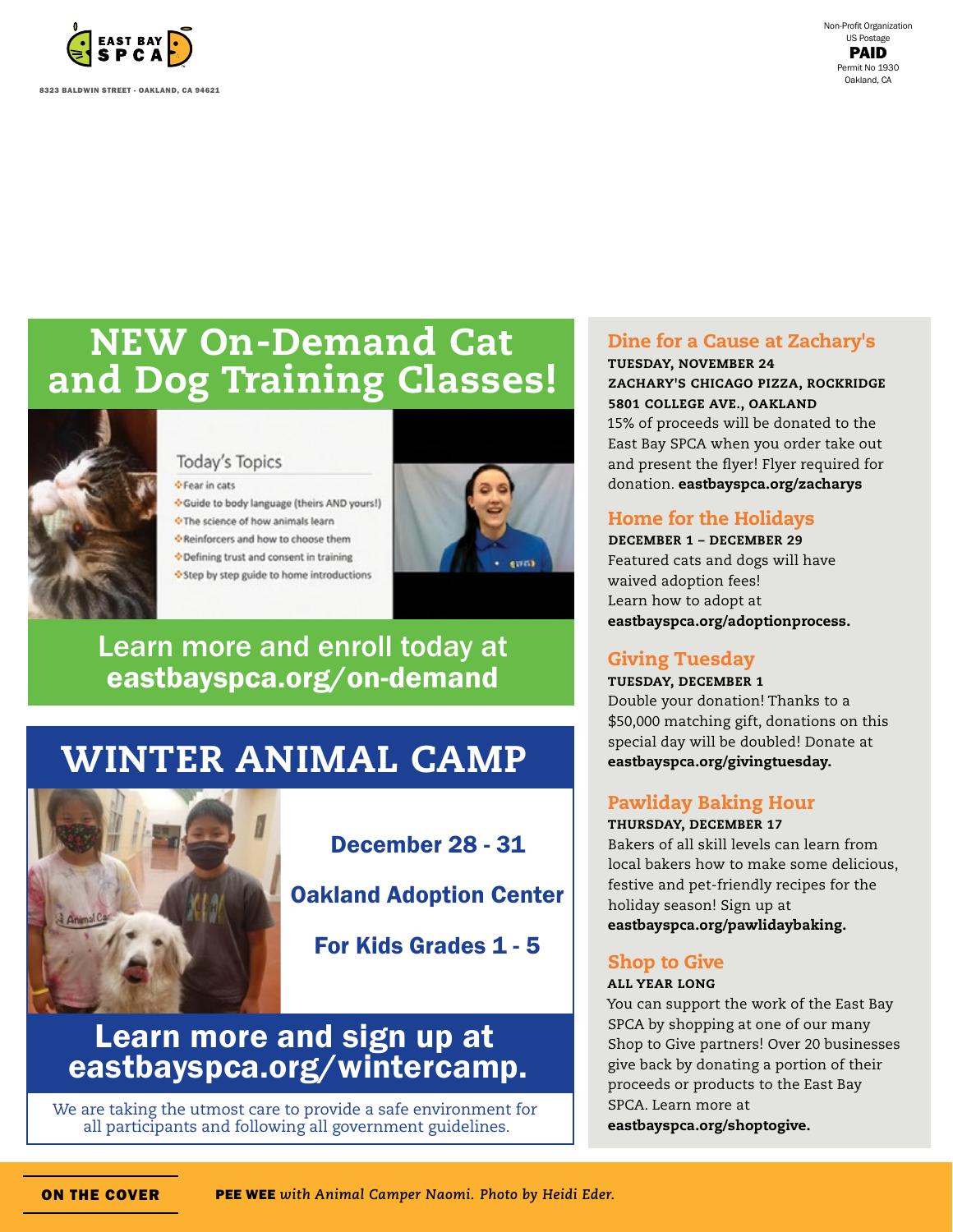EAST BAY SPCA

8323 BALDWIN STREET · OAKLAND, CA 94621

Non-Profit Organization
US Postage
**PAID**
Permit No 1930
Oakland, CA

# NEW On-Demand Cat and Dog Training Classes!

Today's Topics

- Fear in cats
- Guide to body language (theirs AND yours!)
- The science of how animals learn
- Reinforcers and how to choose them
- Defining trust and consent in training
- Step by step guide to home introductions

## Learn more and enroll today at eastbayspca.org/on-demand

# WINTER ANIMAL CAMP

**December 28 - 31**

**Oakland Adoption Center**

**For Kids Grades 1 - 5**

## Learn more and sign up at eastbayspca.org/wintercamp.

We are taking the utmost care to provide a safe environment for all participants and following all government guidelines.

## Dine for a Cause at Zachary's

**TUESDAY, NOVEMBER 24**
**ZACHARY'S CHICAGO PIZZA, ROCKRIDGE**
**5801 COLLEGE AVE., OAKLAND**

15% of proceeds will be donated to the East Bay SPCA when you order take out and present the flyer! Flyer required for donation. **eastbayspca.org/zacharys**

## Home for the Holidays

**DECEMBER 1 – DECEMBER 29**

Featured cats and dogs will have waived adoption fees!
Learn how to adopt at **eastbayspca.org/adoptionprocess.**

## Giving Tuesday

**TUESDAY, DECEMBER 1**

Double your donation! Thanks to a $50,000 matching gift, donations on this special day will be doubled! Donate at **eastbayspca.org/givingtuesday.**

## Pawliday Baking Hour

**THURSDAY, DECEMBER 17**

Bakers of all skill levels can learn from local bakers how to make some delicious, festive and pet-friendly recipes for the holiday season! Sign up at **eastbayspca.org/pawlidaybaking.**

## Shop to Give

**ALL YEAR LONG**

You can support the work of the East Bay SPCA by shopping at one of our many Shop to Give partners! Over 20 businesses give back by donating a portion of their proceeds or products to the East Bay SPCA. Learn more at **eastbayspca.org/shoptogive.**

**ON THE COVER** **PEE WEE** *with Animal Camper Naomi. Photo by Heidi Eder.*